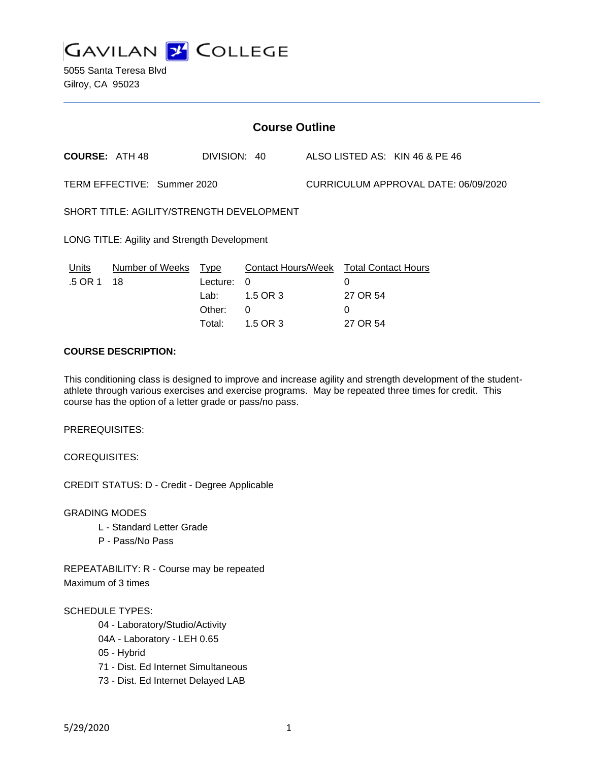# GAVILAN COLLEGE

5055 Santa Teresa Blvd
Gilroy, CA 95023

## Course Outline

**COURSE:** ATH 48 DIVISION: 40 ALSO LISTED AS: KIN 46 & PE 46

TERM EFFECTIVE: Summer 2020 CURRICULUM APPROVAL DATE: 06/09/2020

SHORT TITLE: AGILITY/STRENGTH DEVELOPMENT

LONG TITLE: Agility and Strength Development

| Units | Number of Weeks | Type | Contact Hours/Week | Total Contact Hours |
|---|---|---|---|---|
| .5 OR 1 | 18 | Lecture: | 0 | 0 |
| | | Lab: | 1.5 OR 3 | 27 OR 54 |
| | | Other: | 0 | 0 |
| | | Total: | 1.5 OR 3 | 27 OR 54 |

**COURSE DESCRIPTION:**

This conditioning class is designed to improve and increase agility and strength development of the student-athlete through various exercises and exercise programs. May be repeated three times for credit. This course has the option of a letter grade or pass/no pass.

PREREQUISITES:

COREQUISITES:

CREDIT STATUS: D - Credit - Degree Applicable

GRADING MODES

- L - Standard Letter Grade
- P - Pass/No Pass

REPEATABILITY: R - Course may be repeated
Maximum of 3 times

SCHEDULE TYPES:

- 04 - Laboratory/Studio/Activity
- 04A - Laboratory - LEH 0.65
- 05 - Hybrid
- 71 - Dist. Ed Internet Simultaneous
- 73 - Dist. Ed Internet Delayed LAB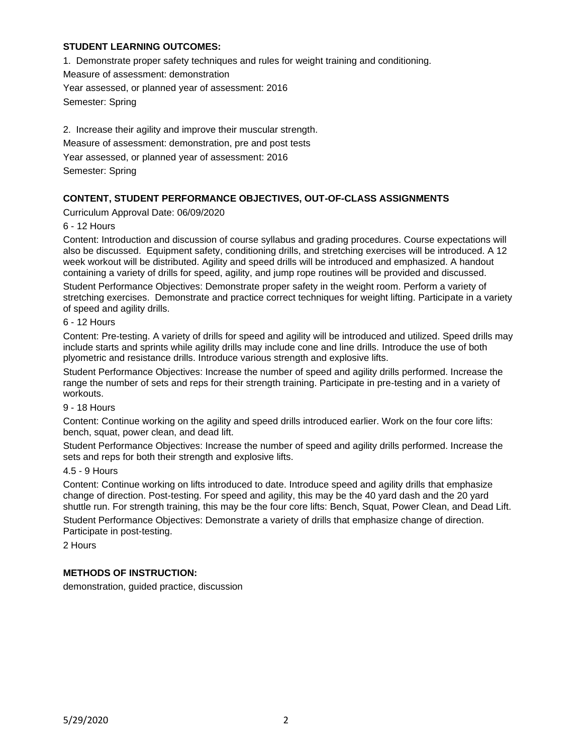## STUDENT LEARNING OUTCOMES:

1. Demonstrate proper safety techniques and rules for weight training and conditioning.

Measure of assessment: demonstration

Year assessed, or planned year of assessment: 2016

Semester: Spring

2. Increase their agility and improve their muscular strength.

Measure of assessment: demonstration, pre and post tests

Year assessed, or planned year of assessment: 2016

Semester: Spring

## CONTENT, STUDENT PERFORMANCE OBJECTIVES, OUT-OF-CLASS ASSIGNMENTS

Curriculum Approval Date: 06/09/2020

6 - 12 Hours

Content: Introduction and discussion of course syllabus and grading procedures. Course expectations will also be discussed. Equipment safety, conditioning drills, and stretching exercises will be introduced. A 12 week workout will be distributed. Agility and speed drills will be introduced and emphasized. A handout containing a variety of drills for speed, agility, and jump rope routines will be provided and discussed.

Student Performance Objectives: Demonstrate proper safety in the weight room. Perform a variety of stretching exercises. Demonstrate and practice correct techniques for weight lifting. Participate in a variety of speed and agility drills.

6 - 12 Hours

Content: Pre-testing. A variety of drills for speed and agility will be introduced and utilized. Speed drills may include starts and sprints while agility drills may include cone and line drills. Introduce the use of both plyometric and resistance drills. Introduce various strength and explosive lifts.

Student Performance Objectives: Increase the number of speed and agility drills performed. Increase the range the number of sets and reps for their strength training. Participate in pre-testing and in a variety of workouts.

9 - 18 Hours

Content: Continue working on the agility and speed drills introduced earlier. Work on the four core lifts: bench, squat, power clean, and dead lift.

Student Performance Objectives: Increase the number of speed and agility drills performed. Increase the sets and reps for both their strength and explosive lifts.

4.5 - 9 Hours

Content: Continue working on lifts introduced to date. Introduce speed and agility drills that emphasize change of direction. Post-testing. For speed and agility, this may be the 40 yard dash and the 20 yard shuttle run. For strength training, this may be the four core lifts: Bench, Squat, Power Clean, and Dead Lift.

Student Performance Objectives: Demonstrate a variety of drills that emphasize change of direction. Participate in post-testing.

2 Hours

## METHODS OF INSTRUCTION:

demonstration, guided practice, discussion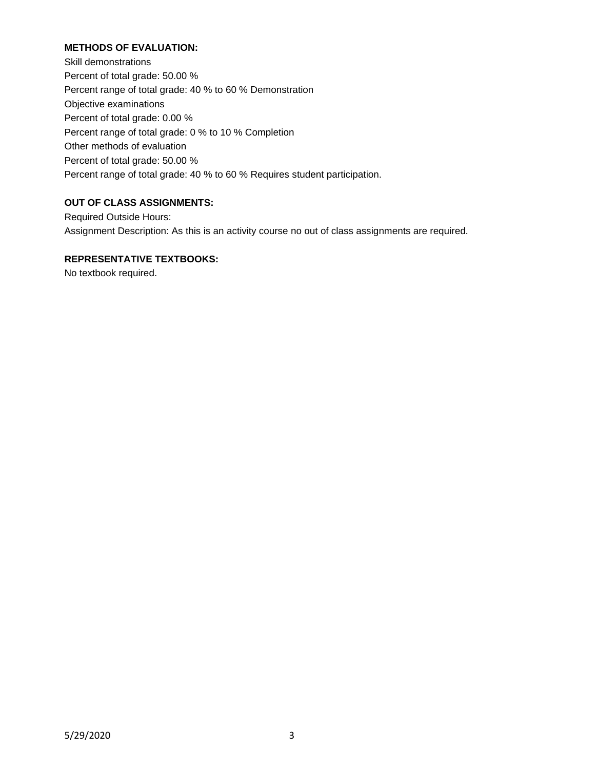**METHODS OF EVALUATION:**

Skill demonstrations
Percent of total grade: 50.00 %
Percent range of total grade: 40 % to 60 % Demonstration
Objective examinations
Percent of total grade: 0.00 %
Percent range of total grade: 0 % to 10 % Completion
Other methods of evaluation
Percent of total grade: 50.00 %
Percent range of total grade: 40 % to 60 % Requires student participation.

**OUT OF CLASS ASSIGNMENTS:**

Required Outside Hours:
Assignment Description: As this is an activity course no out of class assignments are required.

**REPRESENTATIVE TEXTBOOKS:**

No textbook required.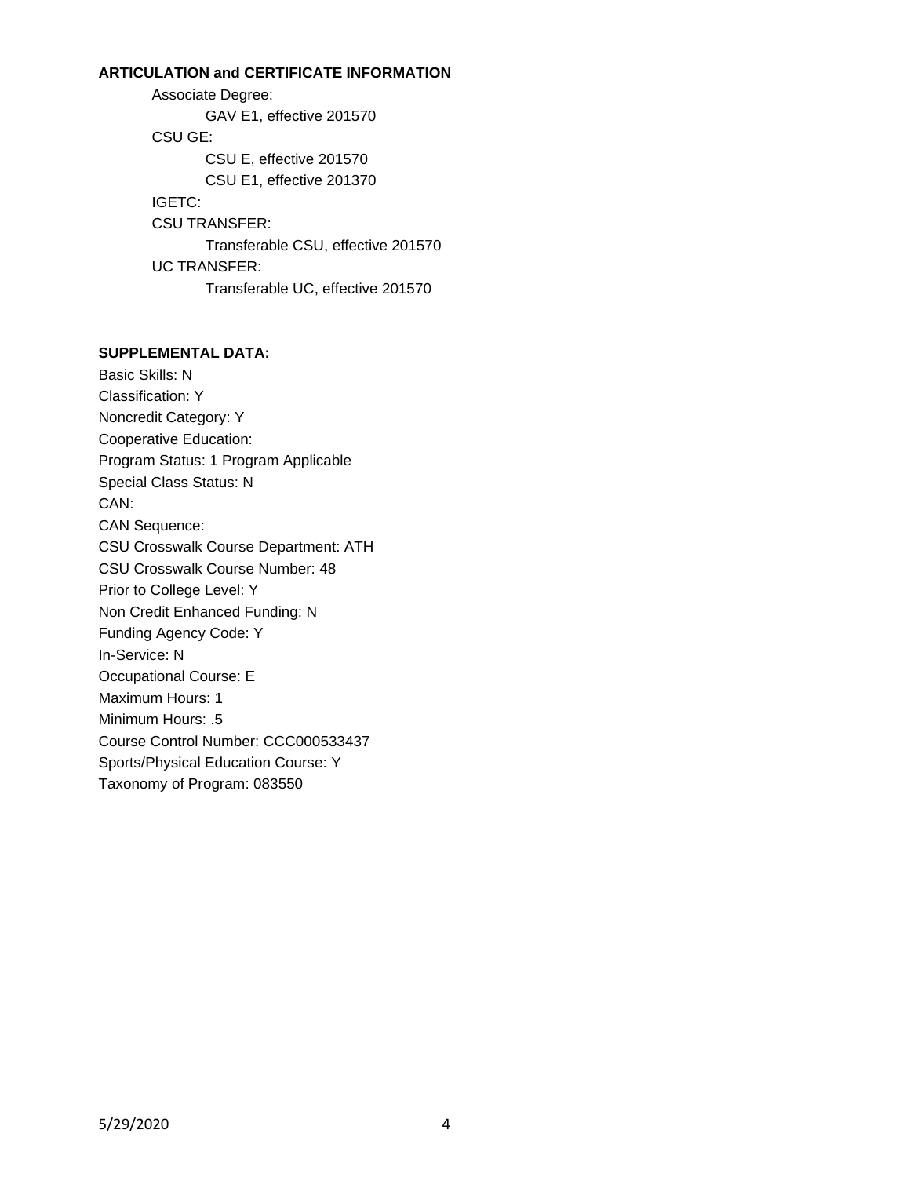**ARTICULATION and CERTIFICATE INFORMATION**

Associate Degree:

GAV E1, effective 201570

CSU GE:

CSU E, effective 201570

CSU E1, effective 201370

IGETC:

CSU TRANSFER:

Transferable CSU, effective 201570

UC TRANSFER:

Transferable UC, effective 201570

**SUPPLEMENTAL DATA:**

Basic Skills: N
Classification: Y
Noncredit Category: Y
Cooperative Education:
Program Status: 1 Program Applicable
Special Class Status: N
CAN:
CAN Sequence:
CSU Crosswalk Course Department: ATH
CSU Crosswalk Course Number: 48
Prior to College Level: Y
Non Credit Enhanced Funding: N
Funding Agency Code: Y
In-Service: N
Occupational Course: E
Maximum Hours: 1
Minimum Hours: .5
Course Control Number: CCC000533437
Sports/Physical Education Course: Y
Taxonomy of Program: 083550